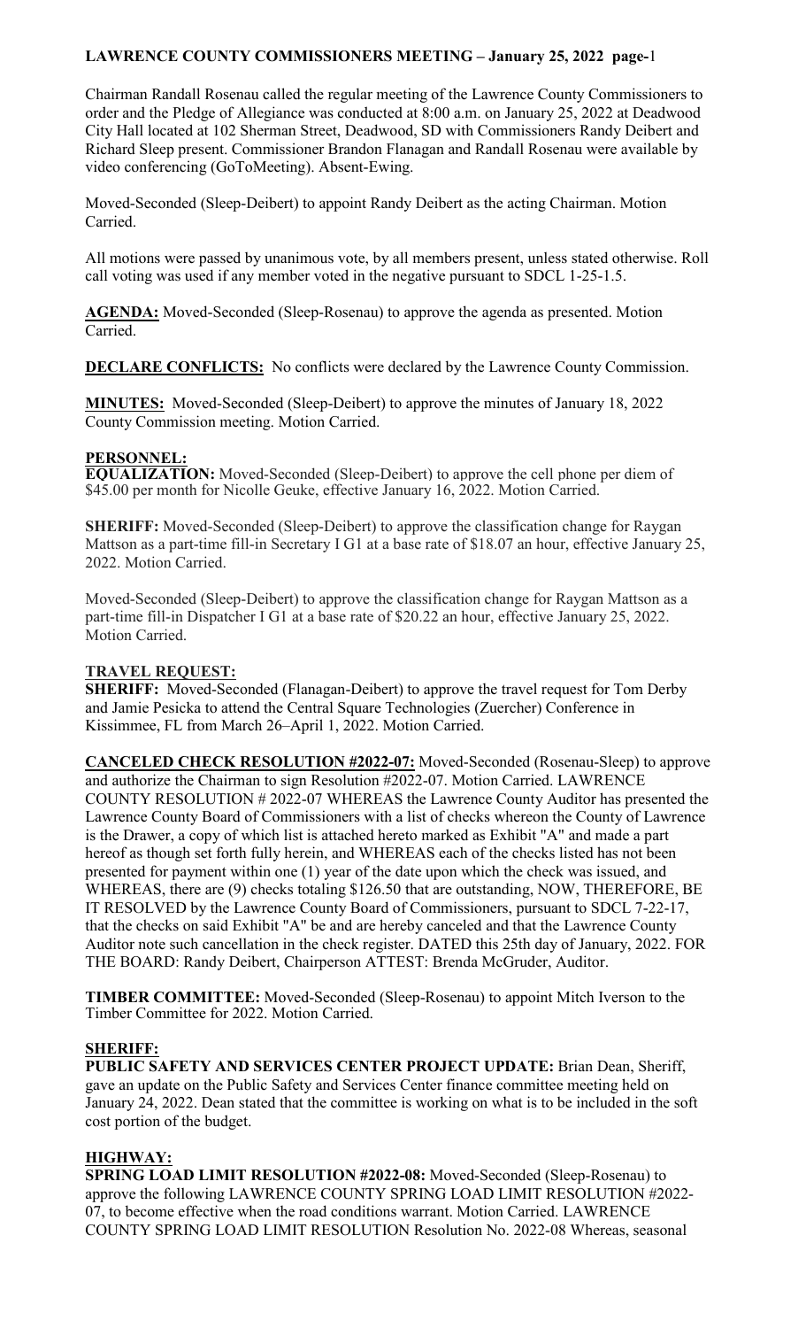**LAWRENCE COUNTY COMMISSIONERS MEETING – January 25, 2022 page-**1

Chairman Randall Rosenau called the regular meeting of the Lawrence County Commissioners to order and the Pledge of Allegiance was conducted at 8:00 a.m. on January 25, 2022 at Deadwood City Hall located at 102 Sherman Street, Deadwood, SD with Commissioners Randy Deibert and Richard Sleep present. Commissioner Brandon Flanagan and Randall Rosenau were available by video conferencing (GoToMeeting). Absent-Ewing.

Moved-Seconded (Sleep-Deibert) to appoint Randy Deibert as the acting Chairman. Motion Carried.

All motions were passed by unanimous vote, by all members present, unless stated otherwise. Roll call voting was used if any member voted in the negative pursuant to SDCL 1-25-1.5.

**AGENDA:** Moved-Seconded (Sleep-Rosenau) to approve the agenda as presented. Motion Carried.

**DECLARE CONFLICTS:** No conflicts were declared by the Lawrence County Commission.

**MINUTES:** Moved-Seconded (Sleep-Deibert) to approve the minutes of January 18, 2022 County Commission meeting. Motion Carried.

**PERSONNEL:**

**EQUALIZATION:** Moved-Seconded (Sleep-Deibert) to approve the cell phone per diem of $45.00 per month for Nicolle Geuke, effective January 16, 2022. Motion Carried.

**SHERIFF:** Moved-Seconded (Sleep-Deibert) to approve the classification change for Raygan Mattson as a part-time fill-in Secretary I G1 at a base rate of $18.07 an hour, effective January 25, 2022. Motion Carried.

Moved-Seconded (Sleep-Deibert) to approve the classification change for Raygan Mattson as a part-time fill-in Dispatcher I G1 at a base rate of $20.22 an hour, effective January 25, 2022. Motion Carried.

**TRAVEL REQUEST:**

**SHERIFF:** Moved-Seconded (Flanagan-Deibert) to approve the travel request for Tom Derby and Jamie Pesicka to attend the Central Square Technologies (Zuercher) Conference in Kissimmee, FL from March 26–April 1, 2022. Motion Carried.

**CANCELED CHECK RESOLUTION #2022-07:** Moved-Seconded (Rosenau-Sleep) to approve and authorize the Chairman to sign Resolution #2022-07. Motion Carried. LAWRENCE COUNTY RESOLUTION # 2022-07 WHEREAS the Lawrence County Auditor has presented the Lawrence County Board of Commissioners with a list of checks whereon the County of Lawrence is the Drawer, a copy of which list is attached hereto marked as Exhibit "A" and made a part hereof as though set forth fully herein, and WHEREAS each of the checks listed has not been presented for payment within one (1) year of the date upon which the check was issued, and WHEREAS, there are (9) checks totaling $126.50 that are outstanding, NOW, THEREFORE, BE IT RESOLVED by the Lawrence County Board of Commissioners, pursuant to SDCL 7-22-17, that the checks on said Exhibit "A" be and are hereby canceled and that the Lawrence County Auditor note such cancellation in the check register. DATED this 25th day of January, 2022. FOR THE BOARD: Randy Deibert, Chairperson ATTEST: Brenda McGruder, Auditor.

**TIMBER COMMITTEE:** Moved-Seconded (Sleep-Rosenau) to appoint Mitch Iverson to the Timber Committee for 2022. Motion Carried.

**SHERIFF:**

**PUBLIC SAFETY AND SERVICES CENTER PROJECT UPDATE:** Brian Dean, Sheriff, gave an update on the Public Safety and Services Center finance committee meeting held on January 24, 2022. Dean stated that the committee is working on what is to be included in the soft cost portion of the budget.

**HIGHWAY:**

**SPRING LOAD LIMIT RESOLUTION #2022-08:** Moved-Seconded (Sleep-Rosenau) to approve the following LAWRENCE COUNTY SPRING LOAD LIMIT RESOLUTION #2022-07, to become effective when the road conditions warrant. Motion Carried. LAWRENCE COUNTY SPRING LOAD LIMIT RESOLUTION Resolution No. 2022-08 Whereas, seasonal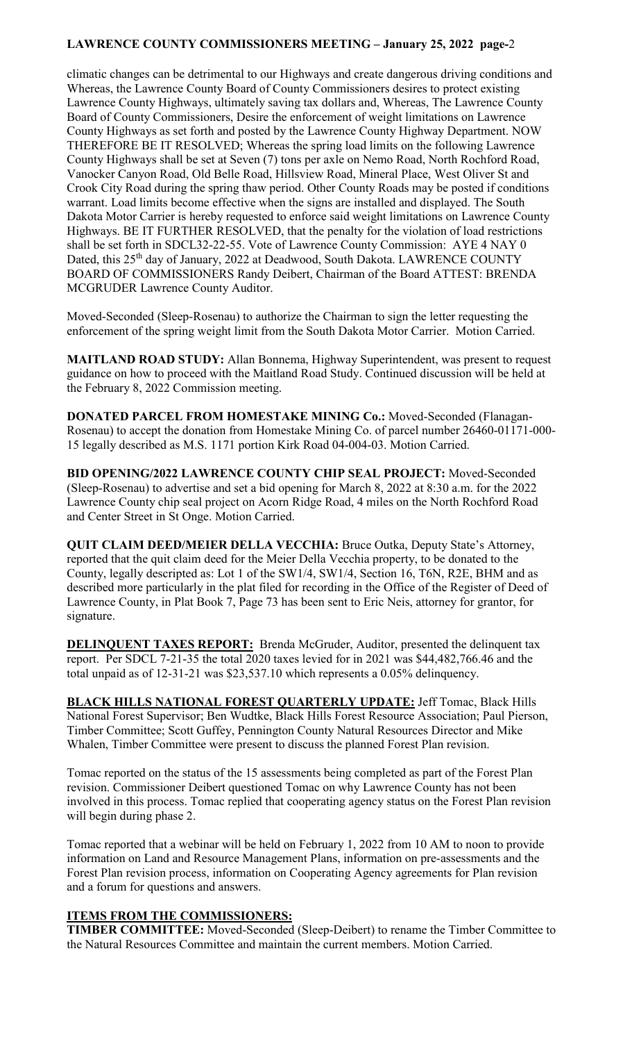climatic changes can be detrimental to our Highways and create dangerous driving conditions and Whereas, the Lawrence County Board of County Commissioners desires to protect existing Lawrence County Highways, ultimately saving tax dollars and, Whereas, The Lawrence County Board of County Commissioners, Desire the enforcement of weight limitations on Lawrence County Highways as set forth and posted by the Lawrence County Highway Department. NOW THEREFORE BE IT RESOLVED; Whereas the spring load limits on the following Lawrence County Highways shall be set at Seven (7) tons per axle on Nemo Road, North Rochford Road, Vanocker Canyon Road, Old Belle Road, Hillsview Road, Mineral Place, West Oliver St and Crook City Road during the spring thaw period. Other County Roads may be posted if conditions warrant. Load limits become effective when the signs are installed and displayed. The South Dakota Motor Carrier is hereby requested to enforce said weight limitations on Lawrence County Highways. BE IT FURTHER RESOLVED, that the penalty for the violation of load restrictions shall be set forth in SDCL32-22-55. Vote of Lawrence County Commission: AYE 4 NAY 0 Dated, this 25th day of January, 2022 at Deadwood, South Dakota. LAWRENCE COUNTY BOARD OF COMMISSIONERS Randy Deibert, Chairman of the Board ATTEST: BRENDA MCGRUDER Lawrence County Auditor.

Moved-Seconded (Sleep-Rosenau) to authorize the Chairman to sign the letter requesting the enforcement of the spring weight limit from the South Dakota Motor Carrier. Motion Carried.

**MAITLAND ROAD STUDY:** Allan Bonnema, Highway Superintendent, was present to request guidance on how to proceed with the Maitland Road Study. Continued discussion will be held at the February 8, 2022 Commission meeting.

**DONATED PARCEL FROM HOMESTAKE MINING Co.:** Moved-Seconded (Flanagan-Rosenau) to accept the donation from Homestake Mining Co. of parcel number 26460-01171-000-15 legally described as M.S. 1171 portion Kirk Road 04-004-03. Motion Carried.

**BID OPENING/2022 LAWRENCE COUNTY CHIP SEAL PROJECT:** Moved-Seconded (Sleep-Rosenau) to advertise and set a bid opening for March 8, 2022 at 8:30 a.m. for the 2022 Lawrence County chip seal project on Acorn Ridge Road, 4 miles on the North Rochford Road and Center Street in St Onge. Motion Carried.

**QUIT CLAIM DEED/MEIER DELLA VECCHIA:** Bruce Outka, Deputy State's Attorney, reported that the quit claim deed for the Meier Della Vecchia property, to be donated to the County, legally descripted as: Lot 1 of the SW1/4, SW1/4, Section 16, T6N, R2E, BHM and as described more particularly in the plat filed for recording in the Office of the Register of Deed of Lawrence County, in Plat Book 7, Page 73 has been sent to Eric Neis, attorney for grantor, for signature.

**DELINQUENT TAXES REPORT:** Brenda McGruder, Auditor, presented the delinquent tax report. Per SDCL 7-21-35 the total 2020 taxes levied for in 2021 was $44,482,766.46 and the total unpaid as of 12-31-21 was $23,537.10 which represents a 0.05% delinquency.

**BLACK HILLS NATIONAL FOREST QUARTERLY UPDATE:** Jeff Tomac, Black Hills National Forest Supervisor; Ben Wudtke, Black Hills Forest Resource Association; Paul Pierson, Timber Committee; Scott Guffey, Pennington County Natural Resources Director and Mike Whalen, Timber Committee were present to discuss the planned Forest Plan revision.

Tomac reported on the status of the 15 assessments being completed as part of the Forest Plan revision. Commissioner Deibert questioned Tomac on why Lawrence County has not been involved in this process. Tomac replied that cooperating agency status on the Forest Plan revision will begin during phase 2.

Tomac reported that a webinar will be held on February 1, 2022 from 10 AM to noon to provide information on Land and Resource Management Plans, information on pre-assessments and the Forest Plan revision process, information on Cooperating Agency agreements for Plan revision and a forum for questions and answers.

## ITEMS FROM THE COMMISSIONERS:

**TIMBER COMMITTEE:** Moved-Seconded (Sleep-Deibert) to rename the Timber Committee to the Natural Resources Committee and maintain the current members. Motion Carried.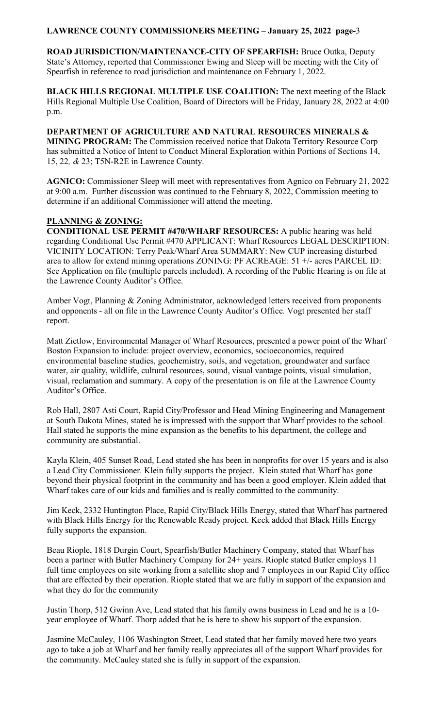**ROAD JURISDICTION/MAINTENANCE-CITY OF SPEARFISH:** Bruce Outka, Deputy State's Attorney, reported that Commissioner Ewing and Sleep will be meeting with the City of Spearfish in reference to road jurisdiction and maintenance on February 1, 2022.

**BLACK HILLS REGIONAL MULTIPLE USE COALITION:** The next meeting of the Black Hills Regional Multiple Use Coalition, Board of Directors will be Friday, January 28, 2022 at 4:00 p.m.

**DEPARTMENT OF AGRICULTURE AND NATURAL RESOURCES MINERALS & MINING PROGRAM:** The Commission received notice that Dakota Territory Resource Corp has submitted a Notice of Intent to Conduct Mineral Exploration within Portions of Sections 14, 15, 22, & 23; T5N-R2E in Lawrence County.

**AGNICO:** Commissioner Sleep will meet with representatives from Agnico on February 21, 2022 at 9:00 a.m. Further discussion was continued to the February 8, 2022, Commission meeting to determine if an additional Commissioner will attend the meeting.

## PLANNING & ZONING:

**CONDITIONAL USE PERMIT #470/WHARF RESOURCES:** A public hearing was held regarding Conditional Use Permit #470 APPLICANT: Wharf Resources LEGAL DESCRIPTION: VICINITY LOCATION: Terry Peak/Wharf Area SUMMARY: New CUP increasing disturbed area to allow for extend mining operations ZONING: PF ACREAGE: 51 +/- acres PARCEL ID: See Application on file (multiple parcels included). A recording of the Public Hearing is on file at the Lawrence County Auditor's Office.

Amber Vogt, Planning & Zoning Administrator, acknowledged letters received from proponents and opponents - all on file in the Lawrence County Auditor's Office. Vogt presented her staff report.

Matt Zietlow, Environmental Manager of Wharf Resources, presented a power point of the Wharf Boston Expansion to include: project overview, economics, socioeconomics, required environmental baseline studies, geochemistry, soils, and vegetation, groundwater and surface water, air quality, wildlife, cultural resources, sound, visual vantage points, visual simulation, visual, reclamation and summary. A copy of the presentation is on file at the Lawrence County Auditor's Office.

Rob Hall, 2807 Asti Court, Rapid City/Professor and Head Mining Engineering and Management at South Dakota Mines, stated he is impressed with the support that Wharf provides to the school. Hall stated he supports the mine expansion as the benefits to his department, the college and community are substantial.

Kayla Klein, 405 Sunset Road, Lead stated she has been in nonprofits for over 15 years and is also a Lead City Commissioner. Klein fully supports the project. Klein stated that Wharf has gone beyond their physical footprint in the community and has been a good employer. Klein added that Wharf takes care of our kids and families and is really committed to the community.

Jim Keck, 2332 Huntington Place, Rapid City/Black Hills Energy, stated that Wharf has partnered with Black Hills Energy for the Renewable Ready project. Keck added that Black Hills Energy fully supports the expansion.

Beau Riople, 1818 Durgin Court, Spearfish/Butler Machinery Company, stated that Wharf has been a partner with Butler Machinery Company for 24+ years. Riople stated Butler employs 11 full time employees on site working from a satellite shop and 7 employees in our Rapid City office that are effected by their operation. Riople stated that we are fully in support of the expansion and what they do for the community

Justin Thorp, 512 Gwinn Ave, Lead stated that his family owns business in Lead and he is a 10-year employee of Wharf. Thorp added that he is here to show his support of the expansion.

Jasmine McCauley, 1106 Washington Street, Lead stated that her family moved here two years ago to take a job at Wharf and her family really appreciates all of the support Wharf provides for the community. McCauley stated she is fully in support of the expansion.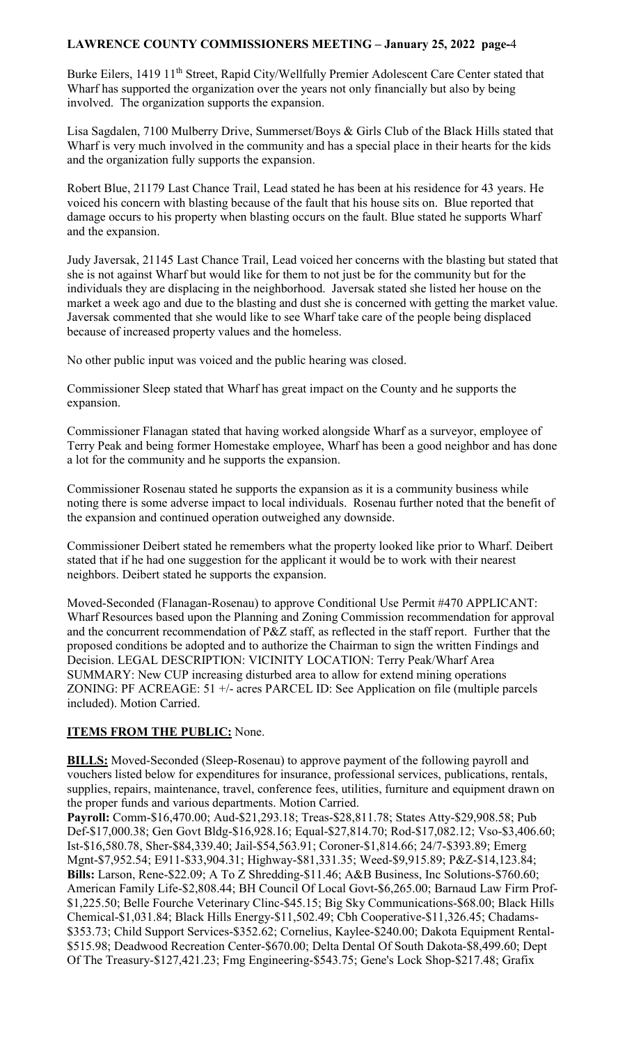Burke Eilers, 1419 11th Street, Rapid City/Wellfully Premier Adolescent Care Center stated that Wharf has supported the organization over the years not only financially but also by being involved. The organization supports the expansion.

Lisa Sagdalen, 7100 Mulberry Drive, Summerset/Boys & Girls Club of the Black Hills stated that Wharf is very much involved in the community and has a special place in their hearts for the kids and the organization fully supports the expansion.

Robert Blue, 21179 Last Chance Trail, Lead stated he has been at his residence for 43 years. He voiced his concern with blasting because of the fault that his house sits on. Blue reported that damage occurs to his property when blasting occurs on the fault. Blue stated he supports Wharf and the expansion.

Judy Javersak, 21145 Last Chance Trail, Lead voiced her concerns with the blasting but stated that she is not against Wharf but would like for them to not just be for the community but for the individuals they are displacing in the neighborhood. Javersak stated she listed her house on the market a week ago and due to the blasting and dust she is concerned with getting the market value. Javersak commented that she would like to see Wharf take care of the people being displaced because of increased property values and the homeless.

No other public input was voiced and the public hearing was closed.

Commissioner Sleep stated that Wharf has great impact on the County and he supports the expansion.

Commissioner Flanagan stated that having worked alongside Wharf as a surveyor, employee of Terry Peak and being former Homestake employee, Wharf has been a good neighbor and has done a lot for the community and he supports the expansion.

Commissioner Rosenau stated he supports the expansion as it is a community business while noting there is some adverse impact to local individuals. Rosenau further noted that the benefit of the expansion and continued operation outweighed any downside.

Commissioner Deibert stated he remembers what the property looked like prior to Wharf. Deibert stated that if he had one suggestion for the applicant it would be to work with their nearest neighbors. Deibert stated he supports the expansion.

Moved-Seconded (Flanagan-Rosenau) to approve Conditional Use Permit #470 APPLICANT: Wharf Resources based upon the Planning and Zoning Commission recommendation for approval and the concurrent recommendation of P&Z staff, as reflected in the staff report. Further that the proposed conditions be adopted and to authorize the Chairman to sign the written Findings and Decision. LEGAL DESCRIPTION: VICINITY LOCATION: Terry Peak/Wharf Area SUMMARY: New CUP increasing disturbed area to allow for extend mining operations ZONING: PF ACREAGE: 51 +/- acres PARCEL ID: See Application on file (multiple parcels included). Motion Carried.

**ITEMS FROM THE PUBLIC:** None.

**BILLS:** Moved-Seconded (Sleep-Rosenau) to approve payment of the following payroll and vouchers listed below for expenditures for insurance, professional services, publications, rentals, supplies, repairs, maintenance, travel, conference fees, utilities, furniture and equipment drawn on the proper funds and various departments. Motion Carried.

**Payroll:** Comm-$16,470.00; Aud-$21,293.18; Treas-$28,811.78; States Atty-$29,908.58; Pub Def-$17,000.38; Gen Govt Bldg-$16,928.16; Equal-$27,814.70; Rod-$17,082.12; Vso-$3,406.60; Ist-$16,580.78, Sher-$84,339.40; Jail-$54,563.91; Coroner-$1,814.66; 24/7-$393.89; Emerg Mgnt-$7,952.54; E911-$33,904.31; Highway-$81,331.35; Weed-$9,915.89; P&Z-$14,123.84;
**Bills:** Larson, Rene-$22.09; A To Z Shredding-$11.46; A&B Business, Inc Solutions-$760.60; American Family Life-$2,808.44; BH Council Of Local Govt-$6,265.00; Barnaud Law Firm Prof-$1,225.50; Belle Fourche Veterinary Clinc-$45.15; Big Sky Communications-$68.00; Black Hills Chemical-$1,031.84; Black Hills Energy-$11,502.49; Cbh Cooperative-$11,326.45; Chadams-$353.73; Child Support Services-$352.62; Cornelius, Kaylee-$240.00; Dakota Equipment Rental-$515.98; Deadwood Recreation Center-$670.00; Delta Dental Of South Dakota-$8,499.60; Dept Of The Treasury-$127,421.23; Fmg Engineering-$543.75; Gene's Lock Shop-$217.48; Grafix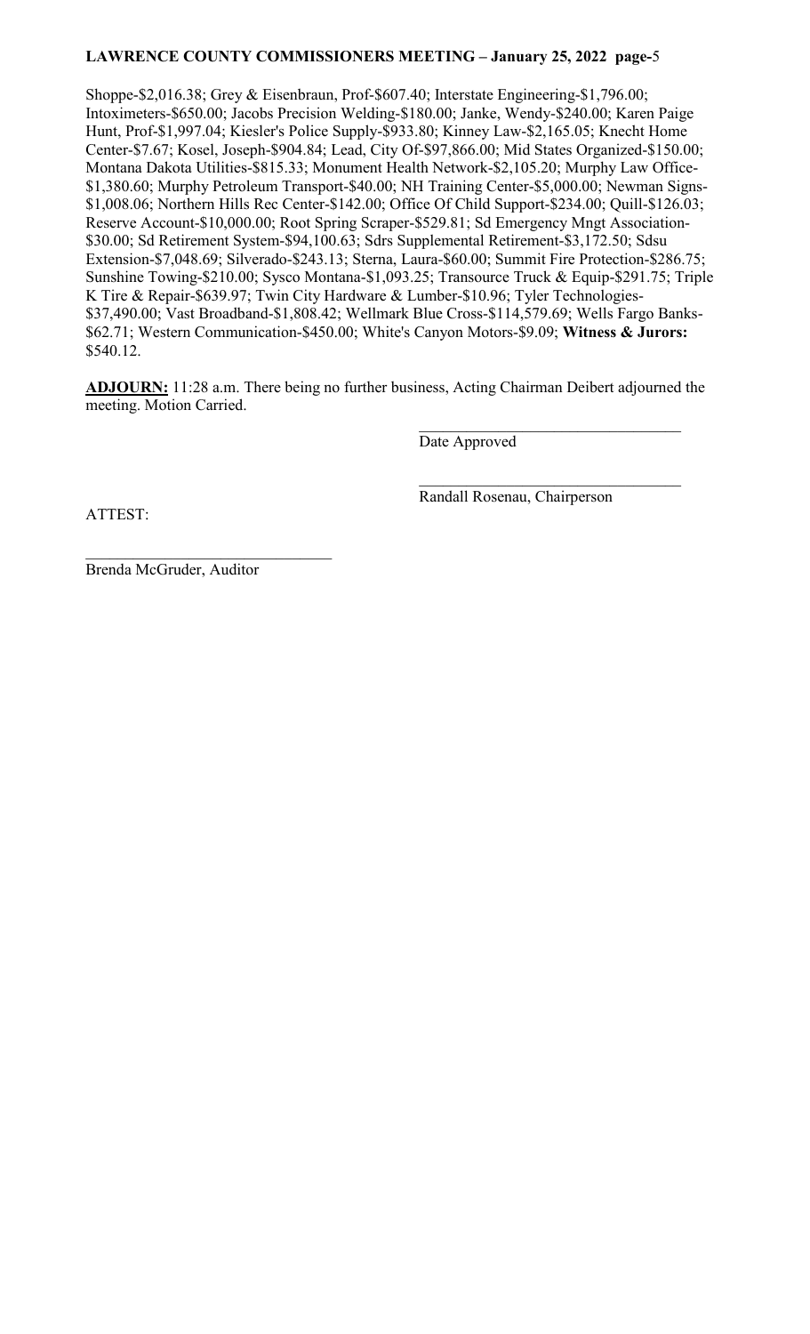Shoppe-$2,016.38; Grey & Eisenbraun, Prof-$607.40; Interstate Engineering-$1,796.00; Intoximeters-$650.00; Jacobs Precision Welding-$180.00; Janke, Wendy-$240.00; Karen Paige Hunt, Prof-$1,997.04; Kiesler's Police Supply-$933.80; Kinney Law-$2,165.05; Knecht Home Center-$7.67; Kosel, Joseph-$904.84; Lead, City Of-$97,866.00; Mid States Organized-$150.00; Montana Dakota Utilities-$815.33; Monument Health Network-$2,105.20; Murphy Law Office-$1,380.60; Murphy Petroleum Transport-$40.00; NH Training Center-$5,000.00; Newman Signs-$1,008.06; Northern Hills Rec Center-$142.00; Office Of Child Support-$234.00; Quill-$126.03; Reserve Account-$10,000.00; Root Spring Scraper-$529.81; Sd Emergency Mngt Association-$30.00; Sd Retirement System-$94,100.63; Sdrs Supplemental Retirement-$3,172.50; Sdsu Extension-$7,048.69; Silverado-$243.13; Sterna, Laura-$60.00; Summit Fire Protection-$286.75; Sunshine Towing-$210.00; Sysco Montana-$1,093.25; Transource Truck & Equip-$291.75; Triple K Tire & Repair-$639.97; Twin City Hardware & Lumber-$10.96; Tyler Technologies-$37,490.00; Vast Broadband-$1,808.42; Wellmark Blue Cross-$114,579.69; Wells Fargo Banks-$62.71; Western Communication-$450.00; White's Canyon Motors-$9.09; **Witness & Jurors:** $540.12.

**ADJOURN:** 11:28 a.m. There being no further business, Acting Chairman Deibert adjourned the meeting. Motion Carried.

\_\_\_\_\_\_\_\_\_\_\_\_\_\_\_\_\_\_\_\_\_\_\_\_\_\_\_\_\_\_\_\_

Date Approved

\_\_\_\_\_\_\_\_\_\_\_\_\_\_\_\_\_\_\_\_\_\_\_\_\_\_\_\_\_\_\_\_

Randall Rosenau, Chairperson

ATTEST:

\_\_\_\_\_\_\_\_\_\_\_\_\_\_\_\_\_\_\_\_\_\_\_\_\_\_\_\_\_\_\_\_

Brenda McGruder, Auditor